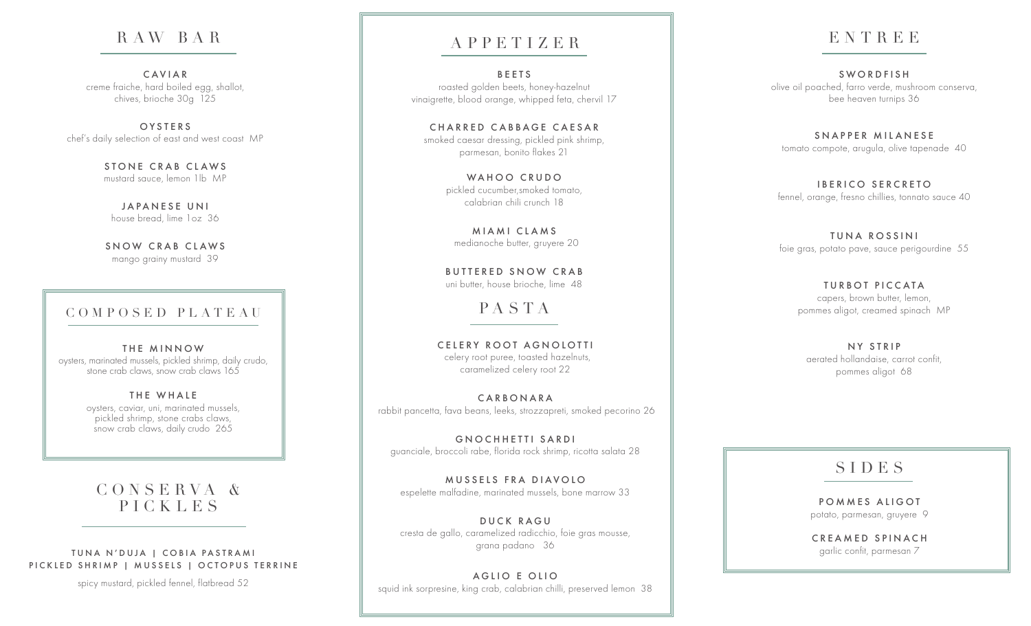## RAW BAR

**CAVIAR**
creme fraiche, hard boiled egg, shallot, chives, brioche 30g 125

**OYSTERS**
chef's daily selection of east and west coast MP

**STONE CRAB CLAWS**
mustard sauce, lemon 1lb MP

**JAPANESE UNI**
house bread, lime 1oz 36

**SNOW CRAB CLAWS**
mango grainy mustard 39

## COMPOSED PLATEAU

**THE MINNOW**
oysters, marinated mussels, pickled shrimp, daily crudo, stone crab claws, snow crab claws 165

**THE WHALE**
oysters, caviar, uni, marinated mussels, pickled shrimp, stone crabs claws, snow crab claws, daily crudo 265

## CONSERVA & PICKLES

**TUNA N'DUJA | COBIA PASTRAMI**
**PICKLED SHRIMP | MUSSELS | OCTOPUS TERRINE**
spicy mustard, pickled fennel, flatbread 52

## APPETIZER

**BEETS**
roasted golden beets, honey-hazelnut vinaigrette, blood orange, whipped feta, chervil 17

**CHARRED CABBAGE CAESAR**
smoked caesar dressing, pickled pink shrimp, parmesan, bonito flakes 21

**WAHOO CRUDO**
pickled cucumber,smoked tomato, calabrian chili crunch 18

**MIAMI CLAMS**
medianoche butter, gruyere 20

**BUTTERED SNOW CRAB**
uni butter, house brioche, lime 48

## PASTA

**CELERY ROOT AGNOLOTTI**
celery root puree, toasted hazelnuts, caramelized celery root 22

**CARBONARA**
rabbit pancetta, fava beans, leeks, strozzapreti, smoked pecorino 26

**GNOCHHETTI SARDI**
guanciale, broccoli rabe, florida rock shrimp, ricotta salata 28

**MUSSELS FRA DIAVOLO**
espelette malfadine, marinated mussels, bone marrow 33

**DUCK RAGU**
cresta de gallo, caramelized radicchio, foie gras mousse, grana padano 36

**AGLIO E OLIO**
squid ink sorpresine, king crab, calabrian chilli, preserved lemon 38

## ENTREE

**SWORDFISH**
olive oil poached, farro verde, mushroom conserva, bee heaven turnips 36

**SNAPPER MILANESE**
tomato compote, arugula, olive tapenade 40

**IBERICO SERCRETO**
fennel, orange, fresno chillies, tonnato sauce 40

**TUNA ROSSINI**
foie gras, potato pave, sauce perigourdine 55

**TURBOT PICCATA**
capers, brown butter, lemon, pommes aligot, creamed spinach MP

**NY STRIP**
aerated hollandaise, carrot confit, pommes aligot 68

## SIDES

**POMMES ALIGOT**
potato, parmesan, gruyere 9

**CREAMED SPINACH**
garlic confit, parmesan 7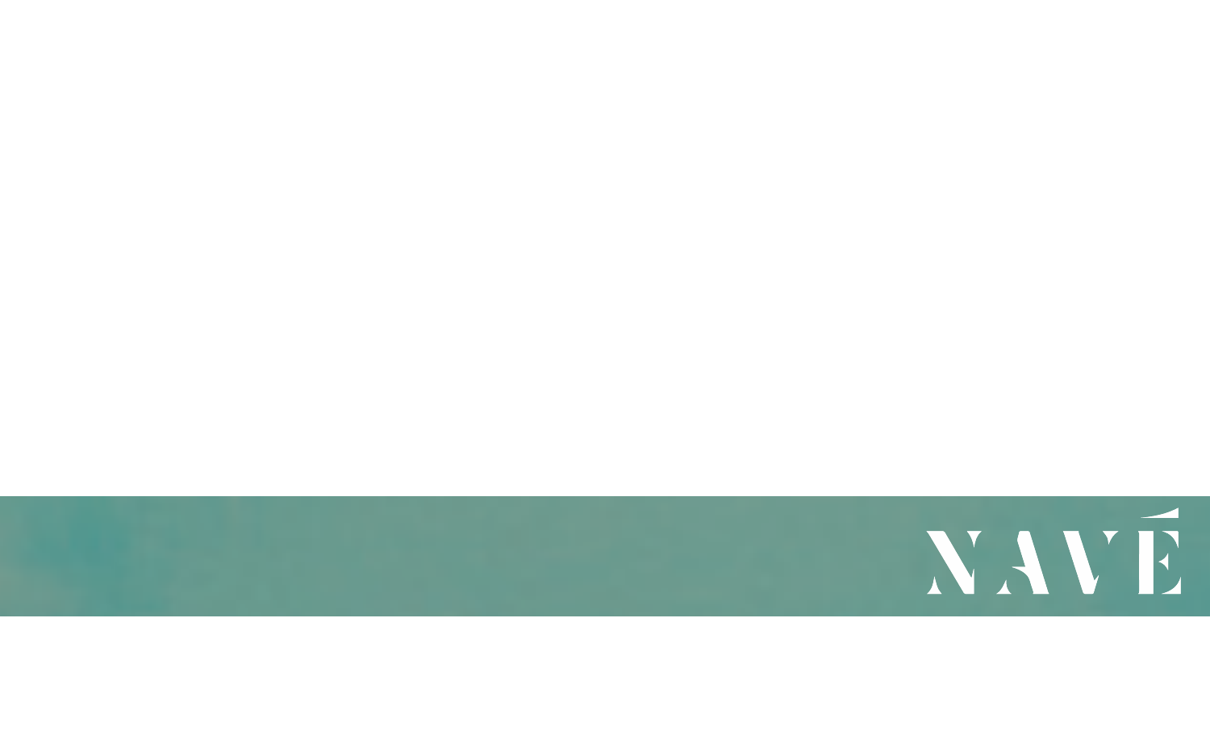NAVÉ